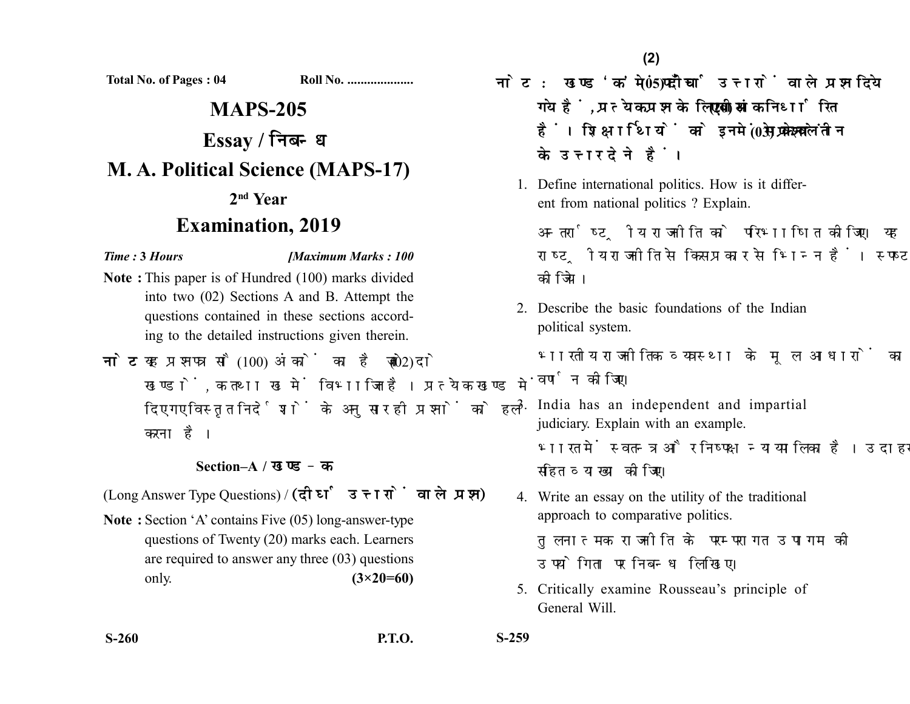Total No. of Pages : 04 Roll No. ....................

# MAPS-205

## Essay / निबन्ध

## M. A. Political Science (MAPS-17)

### 2nd Year

## Examination, 2019

*Time :* **3** *Hours* *[Maximum Marks : 100*

**Note :** This paper is of Hundred (100) marks divided into two (02) Sections A and B. Attempt the questions contained in these sections according to the detailed instructions given therein.

**नोट :** यह प्रश्नपत्र सौ (100) अंकों का है जो दो (02) खण्डों, क तथा ख में विभाजित है। प्रत्येक खण्ड में दिए गए विस्तृत निर्देशों के अनुसार ही प्रश्नों को हल करना है।

### Section–A / खण्ड–क

(Long Answer Type Questions) / **(दीर्घ उत्तरों वाले प्रश्न)**

**Note :** Section 'A' contains Five (05) long-answer-type questions of Twenty (20) marks each. Learners are required to answer any three (03) questions only. **(3×20=60)**

**नोट :** खण्ड 'क' में पाँच (05) दीर्घ उत्तरों वाले प्रश्न दिये गये हैं, प्रत्येक प्रश्न के लिए बीस (20) अंक निर्धारित हैं। शिक्षार्थियों को इनमें से केवल तीन (03) प्रश्नों के उत्तर देने हैं।

1. Define international politics. How is it different from national politics ? Explain.

   अन्तर्राष्ट्रीय राजनीति को परिभाषित कीजिए। यह राष्ट्रीय राजनीति से किस प्रकार से भिन्न है। स्पष्ट कीजिए।

2. Describe the basic foundations of the Indian political system.

   भारतीय राजनीतिक व्यवस्था के मूल आधारों का वर्णन कीजिए।

3. India has an independent and impartial judiciary. Explain with an example.

   भारत में स्वतन्त्र और निष्पक्ष न्यायपालिका है। उदाहरण सहित व्याख्या कीजिए।

4. Write an essay on the utility of the traditional approach to comparative politics.

   तुलनात्मक राजनीति के परम्परागत उपागम की उपयोगिता पर निबन्ध लिखिए।

5. Critically examine Rousseau's principle of General Will.

S-260 P.T.O. S-259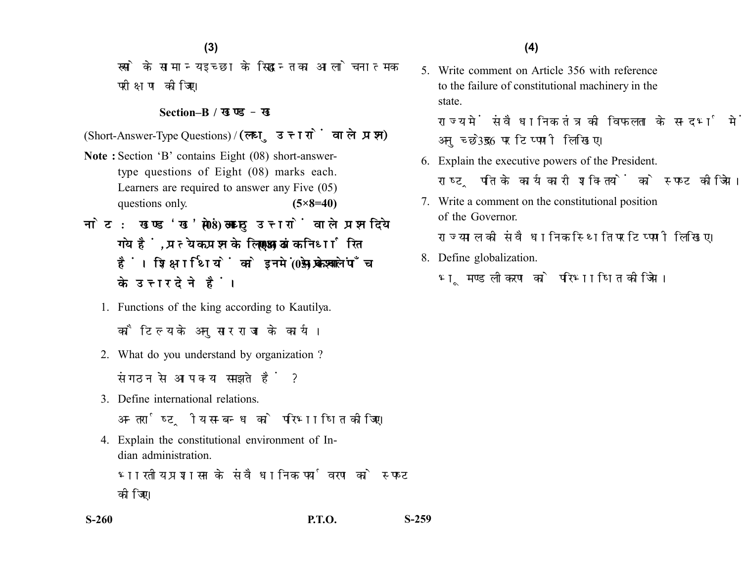रूसो के सामान्य इच्छा के सिद्धान्त का आलोचनात्मक परीक्षण कीजिए।

## Section–B / खण्ड – ख

(Short-Answer-Type Questions) / **(लघु उत्तरों वाले प्रश्न)**

**Note :** Section 'B' contains Eight (08) short-answer-type questions of Eight (08) marks each. Learners are required to answer any Five (05) questions only. **(5×8=40)**

**नोट :** खण्ड 'ख' में आठ (08) लघु उत्तरों वाले प्रश्न दिये गये हैं, प्रत्येक प्रश्न के लिए आठ (08) अंक निर्धारित हैं। शिक्षार्थियों को इनमें से केवल पाँच (05) प्रश्नों के उत्तर देने हैं।

1. Functions of the king according to Kautilya.

   कौटिल्य के अनुसार राजा के कार्य।

2. What do you understand by organization ?

   संगठन से आप क्या समझते हैं ?

3. Define international relations.

   अन्तर्राष्ट्रीय सम्बन्ध को परिभाषित कीजिए।

4. Explain the constitutional environment of Indian administration.

   भारतीय प्रशासन के संवैधानिक पर्यावरण को स्पष्ट कीजिए।

5. Write comment on Article 356 with reference to the failure of constitutional machinery in the state.

   राज्य में संवैधानिक तंत्र की विफलता के सन्दर्भ में अनुच्छेद 356 पर टिप्पणी लिखिए।

6. Explain the executive powers of the President.

   राष्ट्रपति के कार्यकारी शक्तियों को स्पष्ट कीजिए।

7. Write a comment on the constitutional position of the Governor.

   राज्यपाल की संवैधानिक स्थिति पर टिप्पणी लिखिए।

8. Define globalization.

   भूमण्डलीकरण को परिभाषित कीजिए।